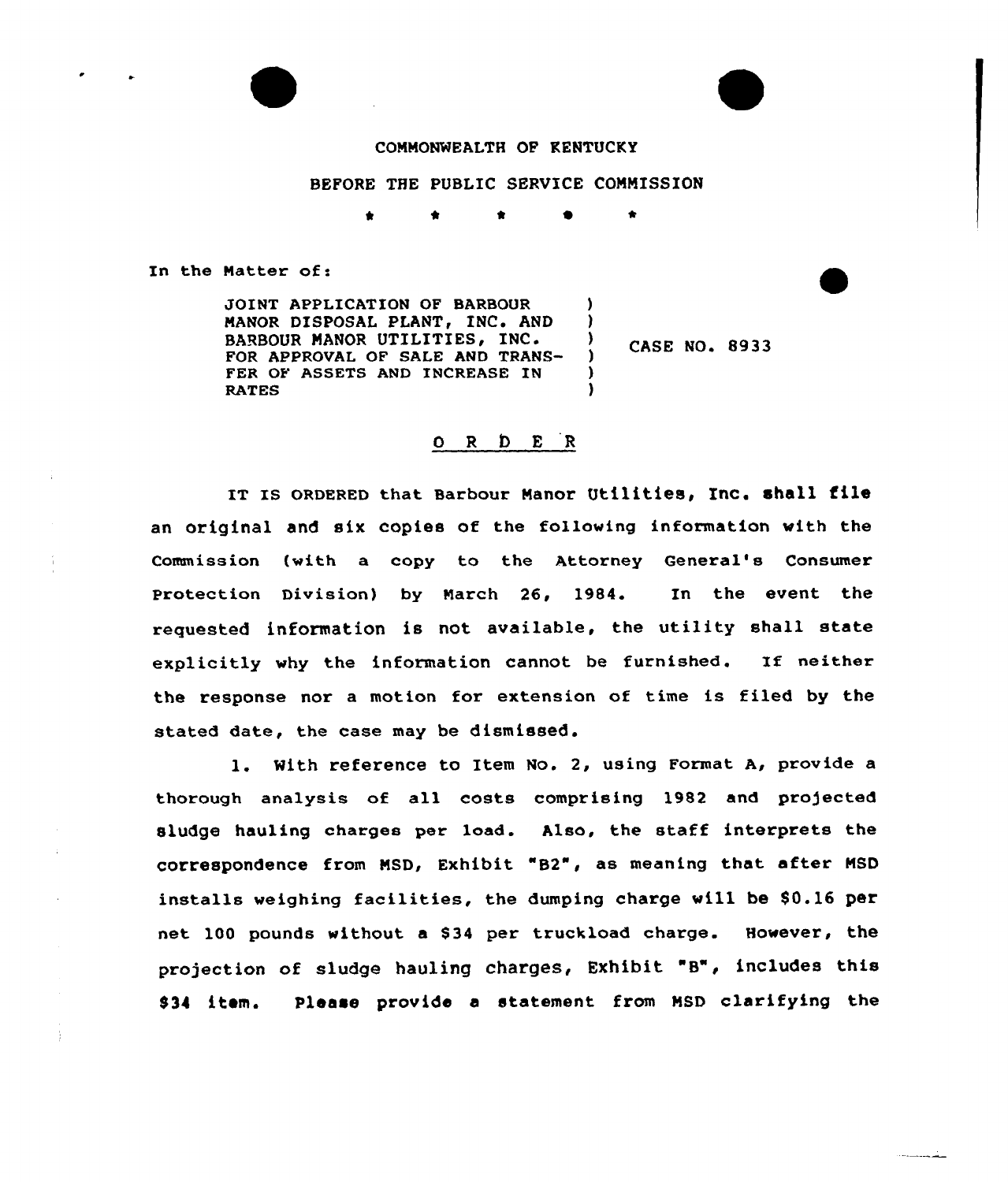COMMONWEALTH OF KENTUCKY

BEFORE THE PUBLIC SERVICE COMMISSION

\* \* \* \* \*

In the Matter of:

JOINT APPLICATION OF BARBOUR MANOR DISPOSAL PLANT, INC. AND BARBOUR MANOR UTILITIES, INC. FOR APPROVAL OF SALE AND TRANSFER OF ASSETS AND INCREASE IN RATES ) CASE NO. 8933

O R D E R

IT IS ORDERED that Barbour Manor Utilities, Inc. shall file an original and six copies of the following information with the Commission (with a copy to the Attorney General's Consumer Protection Division) by March 26, 1984. In the event the requested information is not available, the utility shall state explicitly why the information cannot be furnished. If neither the response nor a motion for extension of time is filed by the stated date, the case may be dismissed.

1. With reference to Item No. 2, using Format A, provide a thorough analysis of all costs comprising 1982 and projected sludge hauling charges per load. Also, the staff interprets the correspondence from MSD, Exhibit "B2", as meaning that after MSD installs weighing facilities, the dumping charge will be $0.16 per net 100 pounds without a $34 per truckload charge. However, the projection of sludge hauling charges, Exhibit "B", includes this $34 item. Please provide a statement from MSD clarifying the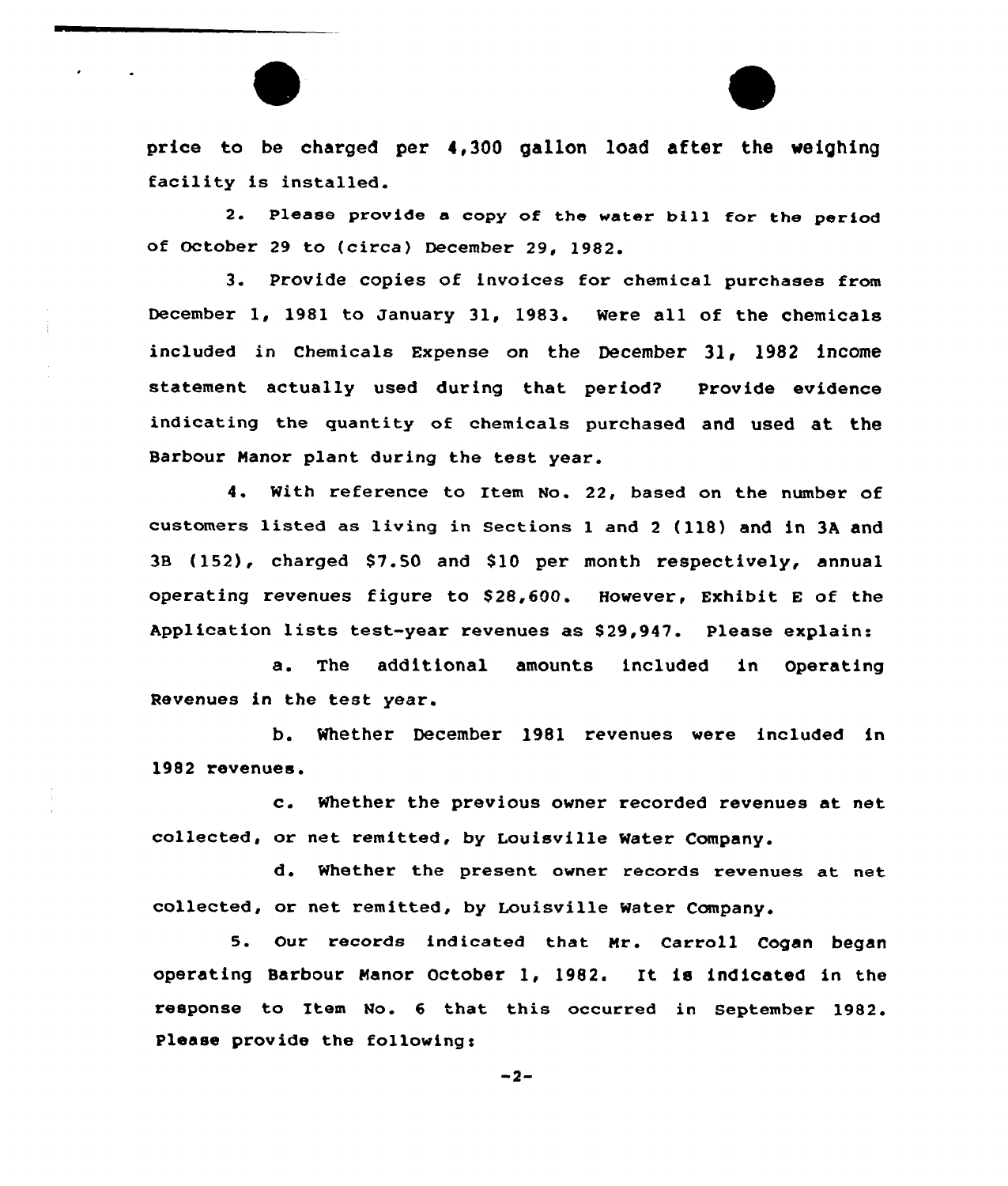price to be charged per 4,300 gallon load after the weighing facility is installed.

2. Please provide a copy of the water bill for the period of October 29 to (circa) December 29, 1982.

3. Provide copies of invoices for chemical purchases from December 1, 1981 to January 31, 1983. Were all of the chemicals included in Chemicals Expense on the December 31, 1982 income statement actually used during that period? Provide evidence indicating the quantity of chemicals purchased and used at the Barbour Manor plant during the test year.

4. With reference to Item No. 22, based on the number of customers listed as living in Sections 1 and 2 (118) and in 3A and 3B (152), charged $7.50 and $10 per month respectively, annual operating revenues figure to $28,600. However, Exhibit E of the Application lists test-year revenues as $29,947. Please explain:

a. The additional amounts included in Operating Revenues in the test year.

b. Whether December 1981 revenues were included in 1982 revenues.

c. Whether the previous owner recorded revenues at net collected, or net remitted, by Louisville Water Company.

d. Whether the present owner records revenues at net collected, or net remitted, by Louisville Water Company.

5. Our records indicated that Mr. Carroll Cogan began operating Barbour Manor October 1, 1982. It is indicated in the response to Item No. 6 that this occurred in September 1982. Please provide the following: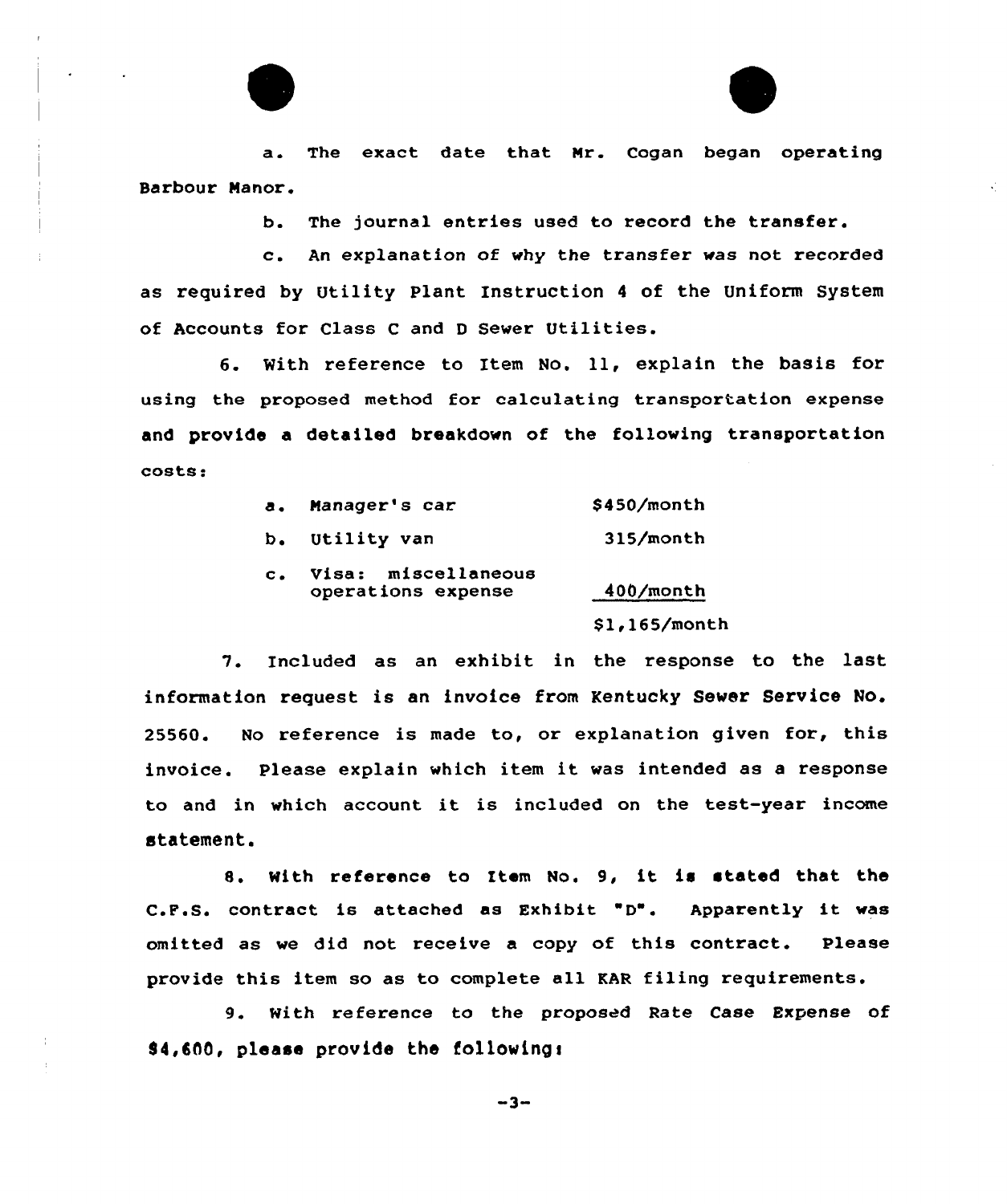a. The exact date that Mr. Cogan began operating Barbour Manor.

b. The journal entries used to record the transfer.

c. An explanation of why the transfer was not recorded as required by Utility Plant Instruction 4 of the Uniform System of Accounts for Class C and D Sewer Utilities.

6. With reference to Item No. 11, explain the basis for using the proposed method for calculating transportation expense and provide a detailed breakdown of the following transportation costs:

| | |
|---|---|
| a. Manager's car | $450/month |
| b. Utility van | 315/month |
| c. Visa: miscellaneous operations expense | 400/month |
| | $1,165/month |

7. Included as an exhibit in the response to the last information request is an invoice from Kentucky Sewer Service No. 25560. No reference is made to, or explanation given for, this invoice. Please explain which item it was intended as a response to and in which account it is included on the test-year income statement.

8. With reference to Item No. 9, it is stated that the C.F.S. contract is attached as Exhibit "D". Apparently it was omitted as we did not receive a copy of this contract. Please provide this item so as to complete all KAR filing requirements.

9. With reference to the proposed Rate Case Expense of $4,600, please provide the following: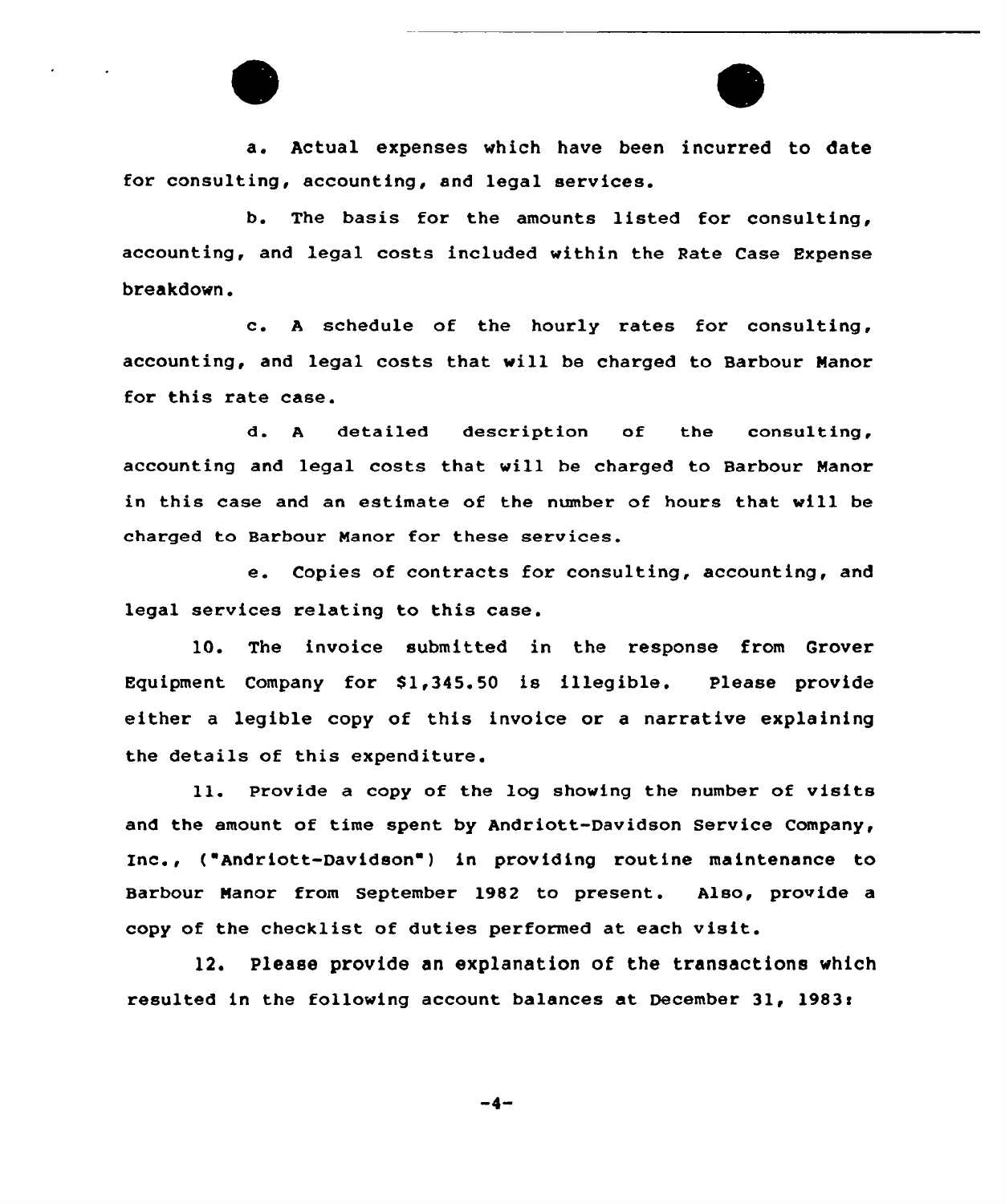a. Actual expenses which have been incurred to date for consulting, accounting, and legal services.

b. The basis for the amounts listed for consulting, accounting, and legal costs included within the Rate Case Expense breakdown.

c. A schedule of the hourly rates for consulting, accounting, and legal costs that will be charged to Barbour Manor for this rate case.

d. A detailed description of the consulting, accounting and legal costs that will be charged to Barbour Manor in this case and an estimate of the number of hours that will be charged to Barbour Manor for these services.

e. Copies of contracts for consulting, accounting, and legal services relating to this case.

10. The invoice submitted in the response from Grover Equipment Company for $1,345.50 is illegible. Please provide either a legible copy of this invoice or a narrative explaining the details of this expenditure.

11. Provide a copy of the log showing the number of visits and the amount of time spent by Andriott-Davidson Service Company, Inc., ("Andriott-Davidson") in providing routine maintenance to Barbour Manor from September 1982 to present. Also, provide a copy of the checklist of duties performed at each visit.

12. Please provide an explanation of the transactions which resulted in the following account balances at December 31, 1983: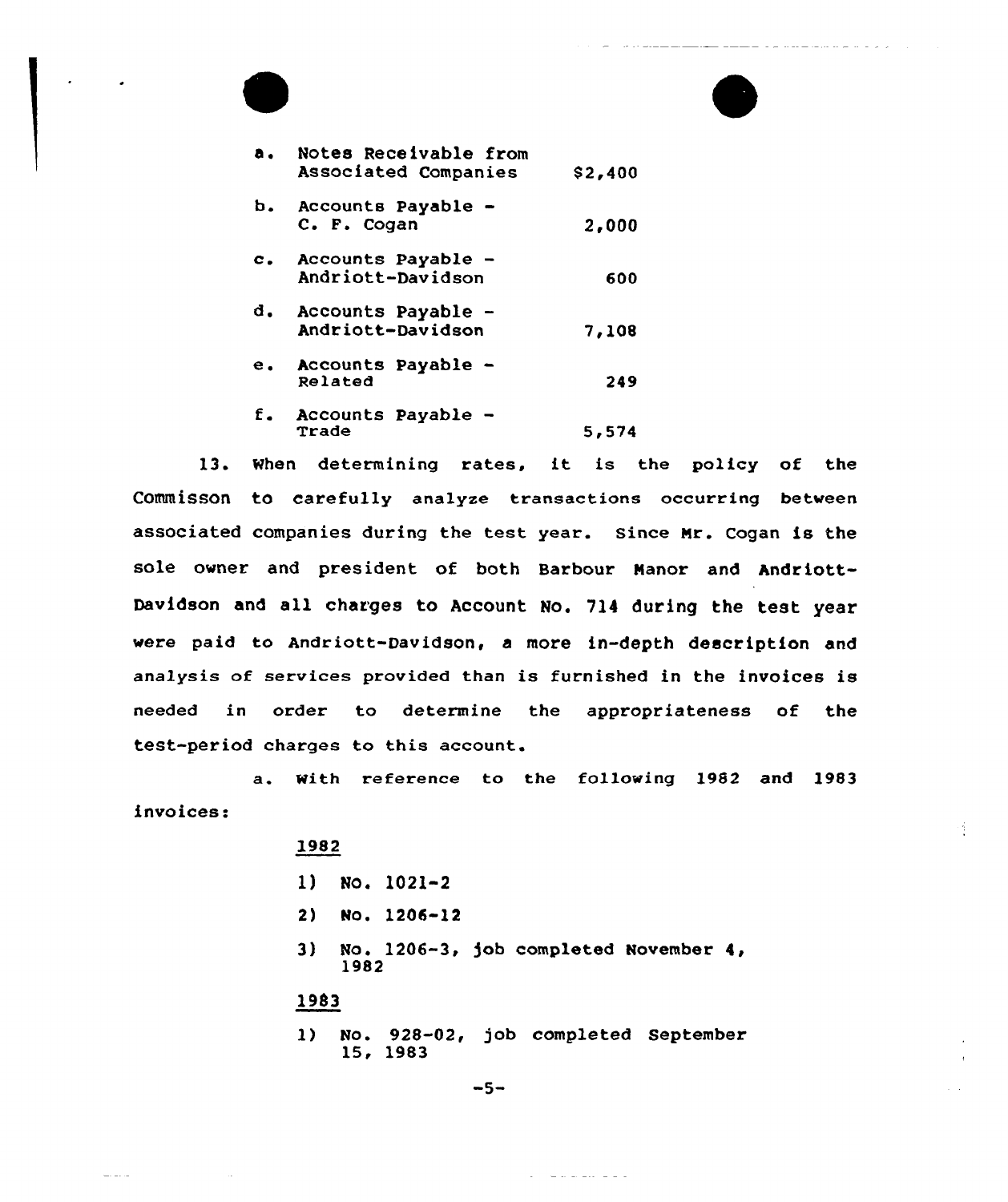a. Notes Receivable from Associated Companies $2,400

b. Accounts Payable - C. F. Cogan 2,000

c. Accounts Payable - Andriott-Davidson 600

d. Accounts Payable - Andriott-Davidson 7,108

e. Accounts Payable - Related 249

f. Accounts Payable - Trade 5,574

13. When determining rates, it is the policy of the Commisson to carefully analyze transactions occurring between associated companies during the test year. Since Mr. Cogan is the sole owner and president of both Barbour Manor and Andriott-Davidson and all charges to Account No. 714 during the test year were paid to Andriott-Davidson, a more in-depth description and analysis of services provided than is furnished in the invoices is needed in order to determine the appropriateness of the test-period charges to this account.

a. With reference to the following 1982 and 1983 invoices:

1982

1) No. 1021-2

2) No. 1206-12

3) No. 1206-3, job completed November 4, 1982

1983

1) No. 928-02, job completed September 15, 1983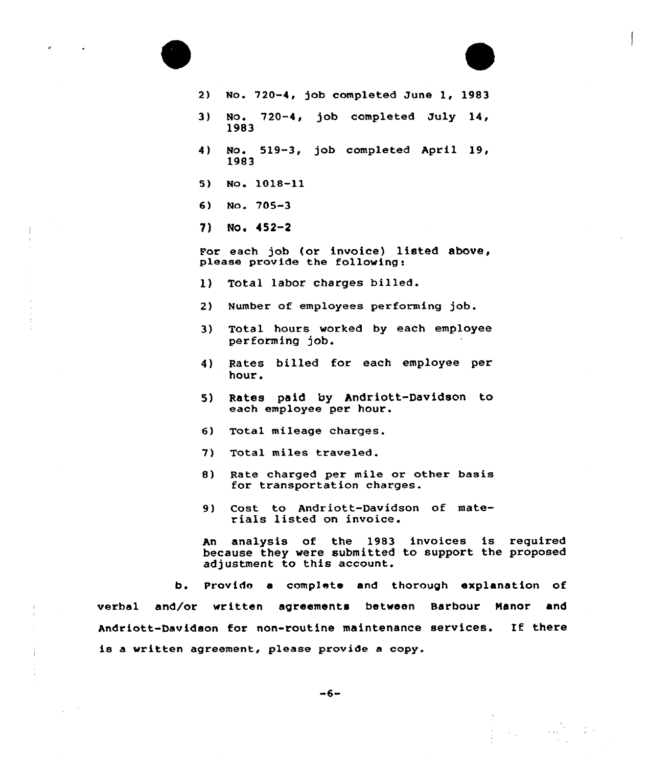2) No. 720-4, job completed June 1, 1983

3) No. 720-4, job completed July 14, 1983

4) No. 519-3, job completed April 19, 1983

5) No. 1018-11

6) No. 705-3

7) No. 452-2

For each job (or invoice) listed above, please provide the following:

1) Total labor charges billed.

2) Number of employees performing job.

3) Total hours worked by each employee performing job.

4) Rates billed for each employee per hour.

5) Rates paid by Andriott-Davidson to each employee per hour.

6) Total mileage charges.

7) Total miles traveled.

8) Rate charged per mile or other basis for transportation charges.

9) Cost to Andriott-Davidson of materials listed on invoice.

An analysis of the 1983 invoices is required because they were submitted to support the proposed adjustment to this account.

b. Provide a complete and thorough explanation of verbal and/or written agreements between Barbour Manor and Andriott-Davidson for non-routine maintenance services. If there is a written agreement, please provide a copy.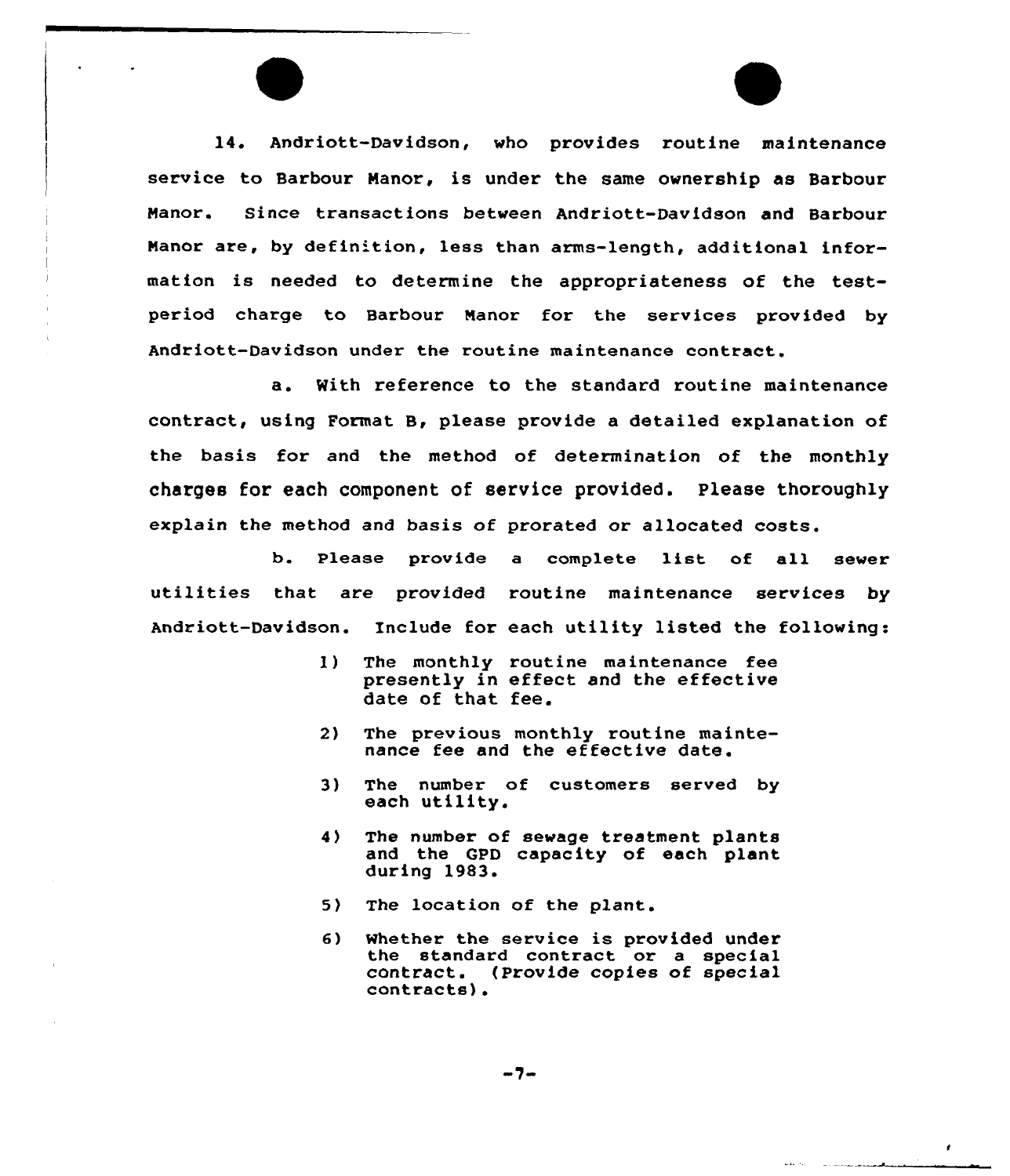14. Andriott-Davidson, who provides routine maintenance service to Barbour Manor, is under the same ownership as Barbour Manor. Since transactions between Andriott-Davidson and Barbour Manor are, by definition, less than arms-length, additional information is needed to determine the appropriateness of the test-period charge to Barbour Manor for the services provided by Andriott-Davidson under the routine maintenance contract.

a. With reference to the standard routine maintenance contract, using Format B, please provide a detailed explanation of the basis for and the method of determination of the monthly charges for each component of service provided. Please thoroughly explain the method and basis of prorated or allocated costs.

b. Please provide a complete list of all sewer utilities that are provided routine maintenance services by Andriott-Davidson. Include for each utility listed the following:

1) The monthly routine maintenance fee presently in effect and the effective date of that fee.

2) The previous monthly routine maintenance fee and the effective date.

3) The number of customers served by each utility.

4) The number of sewage treatment plants and the GPD capacity of each plant during 1983.

5) The location of the plant.

6) Whether the service is provided under the standard contract or a special contract. (Provide copies of special contracts).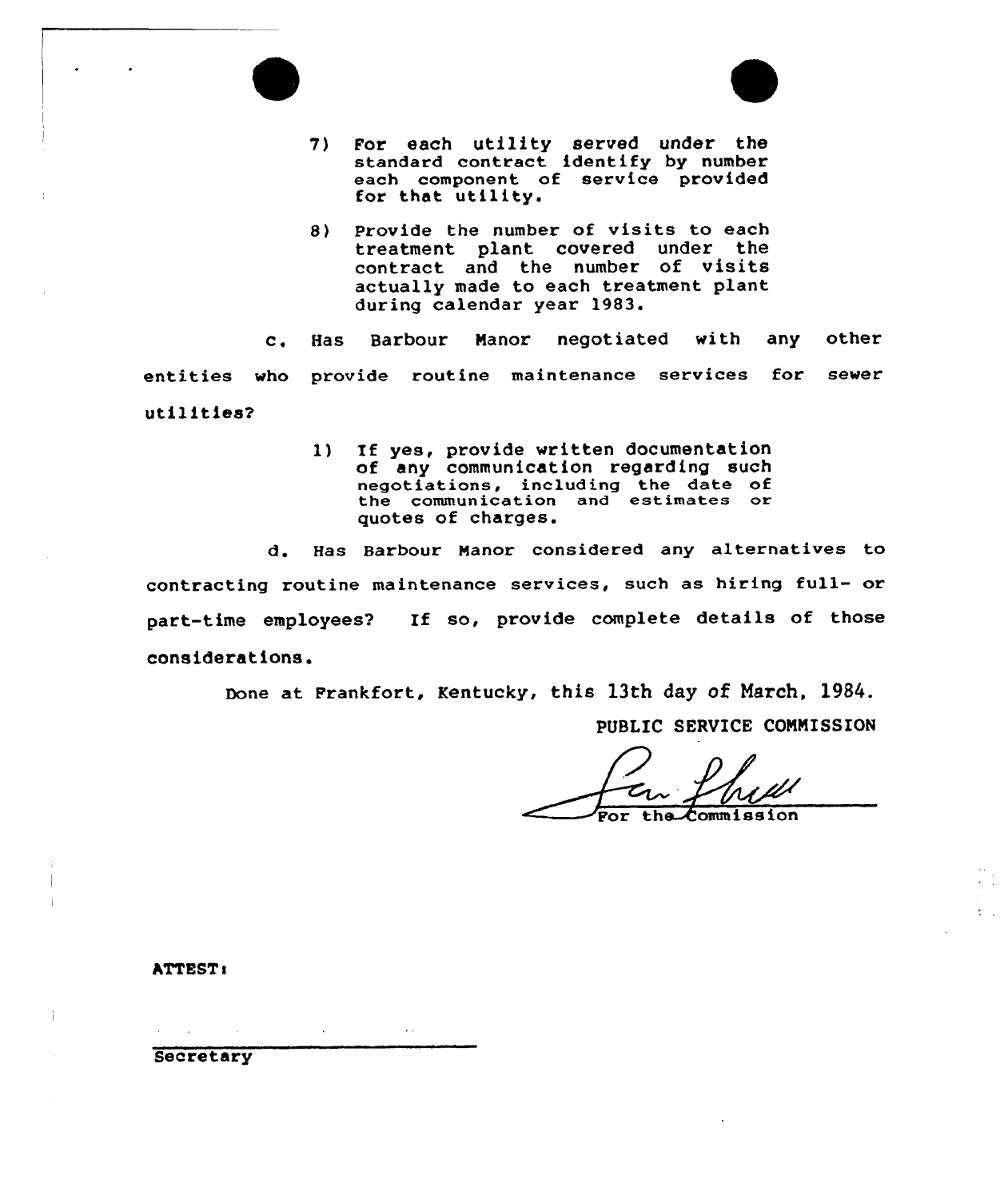7) For each utility served under the standard contract identify by number each component of service provided for that utility.

8) Provide the number of visits to each treatment plant covered under the contract and the number of visits actually made to each treatment plant during calendar year 1983.

c. Has Barbour Manor negotiated with any other entities who provide routine maintenance services for sewer utilities?

1) If yes, provide written documentation of any communication regarding such negotiations, including the date of the communication and estimates or quotes of charges.

d. Has Barbour Manor considered any alternatives to contracting routine maintenance services, such as hiring full- or part-time employees? If so, provide complete details of those considerations.

Done at Frankfort, Kentucky, this 13th day of March, 1984.

PUBLIC SERVICE COMMISSION

For the Commission

ATTEST:

Secretary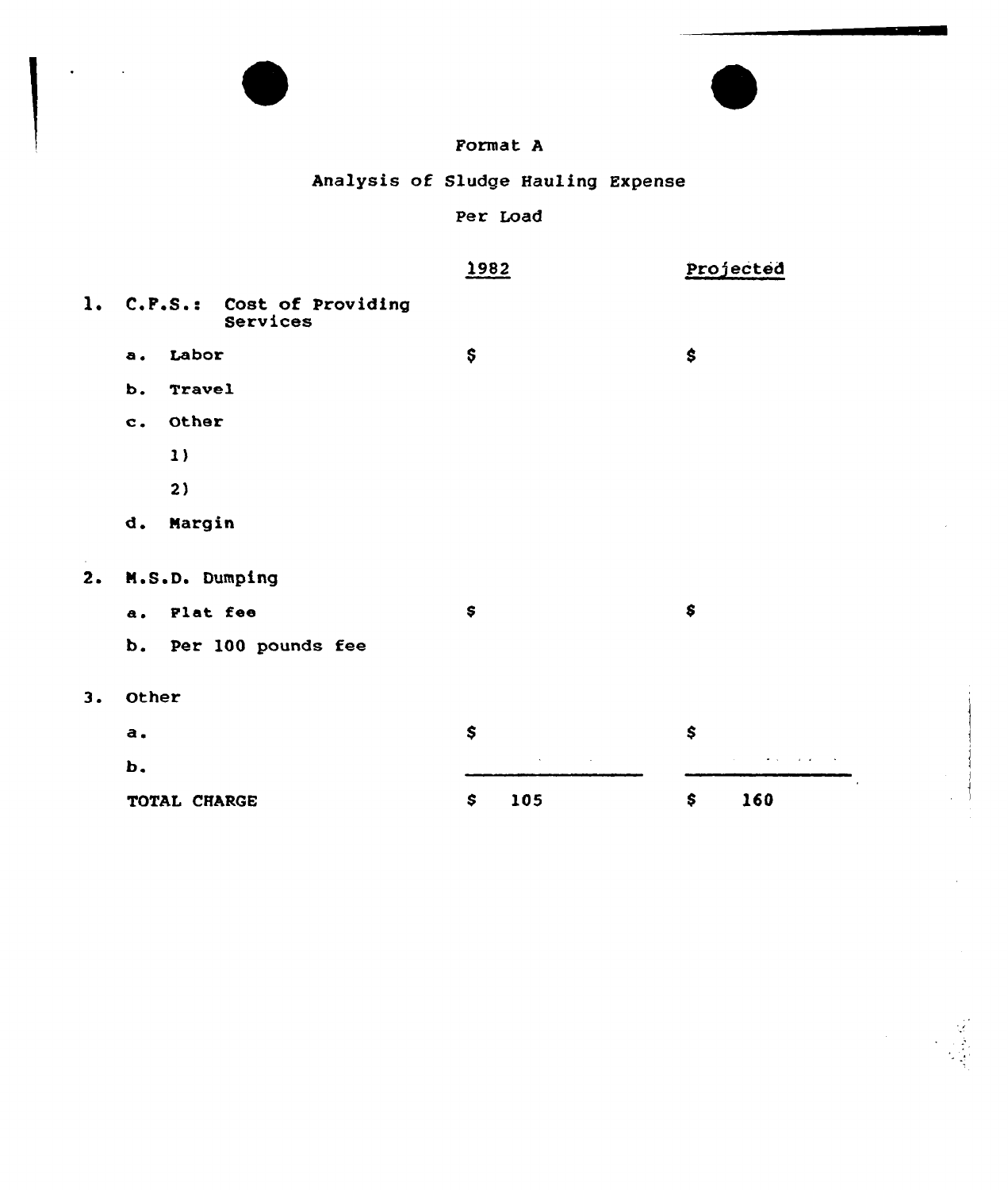# Format A

## Analysis of Sludge Hauling Expense

### Per Load

| | 1982 | Projected |
|---|---|---|
| 1. C.P.S.: Cost of Providing Services | | |
| a. Labor | $ | $ |
| b. Travel | | |
| c. Other | | |
| 1) | | |
| 2) | | |
| d. Margin | | |
| 2. M.S.D. Dumping | | |
| a. Flat fee | $ | $ |
| b. Per 100 pounds fee | | |
| 3. Other | | |
| a. | $ | $ |
| b. | | |
| TOTAL CHARGE | $ 105 | $ 160 |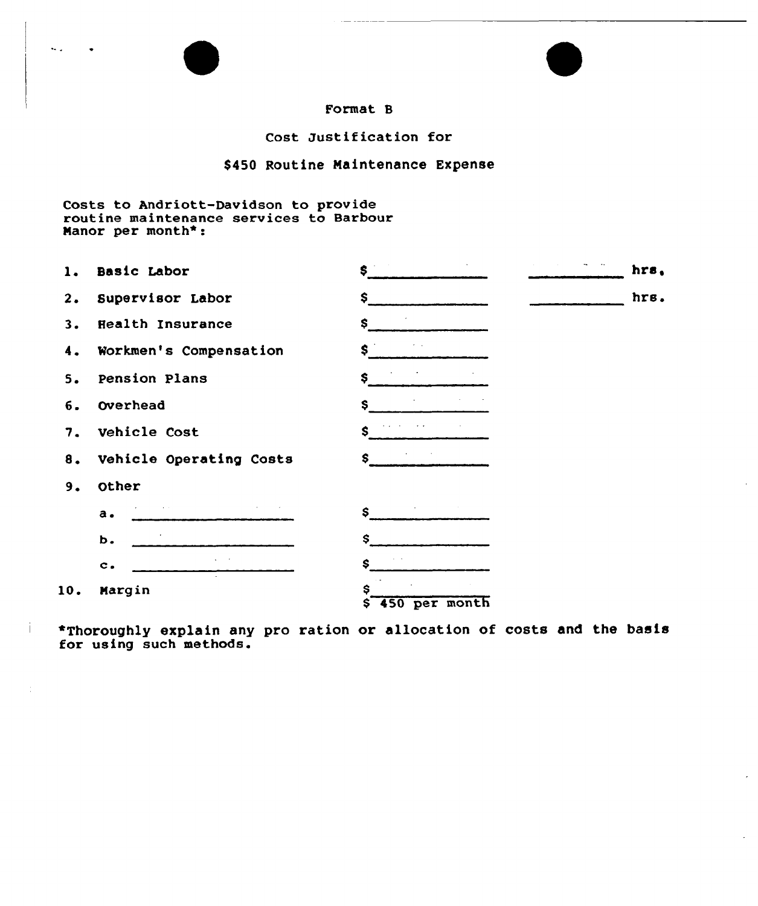Format B

Cost Justification for

$450 Routine Maintenance Expense

Costs to Andriott-Davidson to provide routine maintenance services to Barbour Manor per month*:

| | | | |
|---|---|---|---|
| 1. | Basic Labor | $\_\_\_\_\_\_\_\_\_\_ | \_\_\_\_\_\_\_\_\_\_ hrs. |
| 2. | Supervisor Labor | $\_\_\_\_\_\_\_\_\_\_ | \_\_\_\_\_\_\_\_\_\_ hrs. |
| 3. | Health Insurance | $\_\_\_\_\_\_\_\_\_\_ | |
| 4. | Workmen's Compensation | $\_\_\_\_\_\_\_\_\_\_ | |
| 5. | Pension Plans | $\_\_\_\_\_\_\_\_\_\_ | |
| 6. | Overhead | $\_\_\_\_\_\_\_\_\_\_ | |
| 7. | Vehicle Cost | $\_\_\_\_\_\_\_\_\_\_ | |
| 8. | Vehicle Operating Costs | $\_\_\_\_\_\_\_\_\_\_ | |
| 9. | Other | | |
| | a. \_\_\_\_\_\_\_\_\_\_\_\_\_\_ | $\_\_\_\_\_\_\_\_\_\_ | |
| | b. \_\_\_\_\_\_\_\_\_\_\_\_\_\_ | $\_\_\_\_\_\_\_\_\_\_ | |
| | c. \_\_\_\_\_\_\_\_\_\_\_\_\_\_ | $\_\_\_\_\_\_\_\_\_\_ | |
| 10. | Margin | $\_\_\_\_\_\_\_\_\_\_ | |
| | | $ 450 per month | |

*Thoroughly explain any pro ration or allocation of costs and the basis for using such methods.